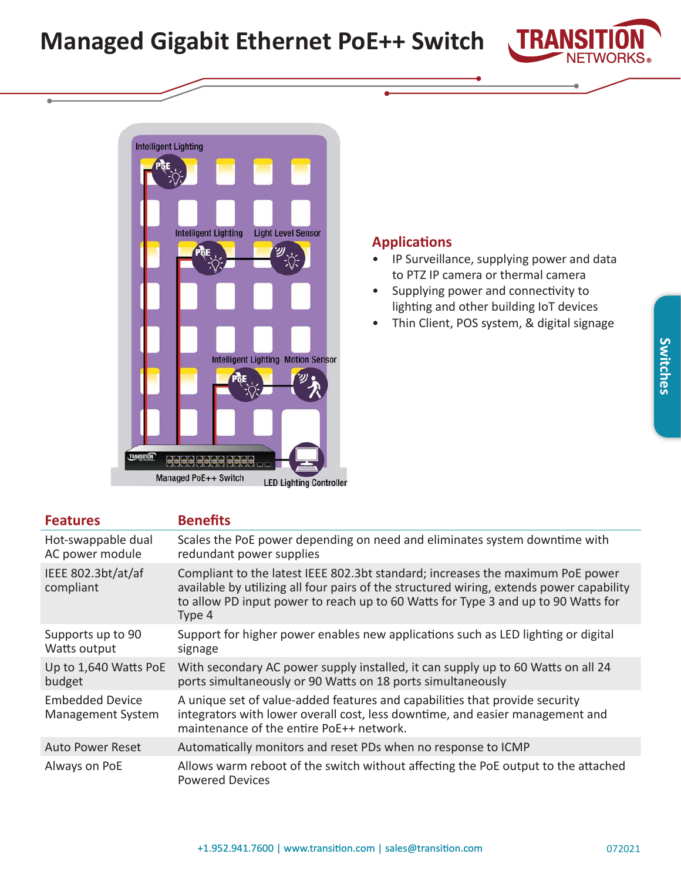# Managed Gigabit Ethernet PoE++ Switch

Intelligent Lighting

Intelligent Lighting Light Level Sensor

Intelligent Lighting Motion Sensor

Managed PoE++ Switch

LED Lighting Controller

## Applications

- IP Surveillance, supplying power and data to PTZ IP camera or thermal camera
- Supplying power and connectivity to lighting and other building IoT devices
- Thin Client, POS system, & digital signage

| Features | Benefits |
|---|---|
| Hot-swappable dual AC power module | Scales the PoE power depending on need and eliminates system downtime with redundant power supplies |
| IEEE 802.3bt/at/af compliant | Compliant to the latest IEEE 802.3bt standard; increases the maximum PoE power available by utilizing all four pairs of the structured wiring, extends power capability to allow PD input power to reach up to 60 Watts for Type 3 and up to 90 Watts for Type 4 |
| Supports up to 90 Watts output | Support for higher power enables new applications such as LED lighting or digital signage |
| Up to 1,640 Watts PoE budget | With secondary AC power supply installed, it can supply up to 60 Watts on all 24 ports simultaneously or 90 Watts on 18 ports simultaneously |
| Embedded Device Management System | A unique set of value-added features and capabilities that provide security integrators with lower overall cost, less downtime, and easier management and maintenance of the entire PoE++ network. |
| Auto Power Reset | Automatically monitors and reset PDs when no response to ICMP |
| Always on PoE | Allows warm reboot of the switch without affecting the PoE output to the attached Powered Devices |

+1.952.941.7600 | www.transition.com | sales@transition.com

072021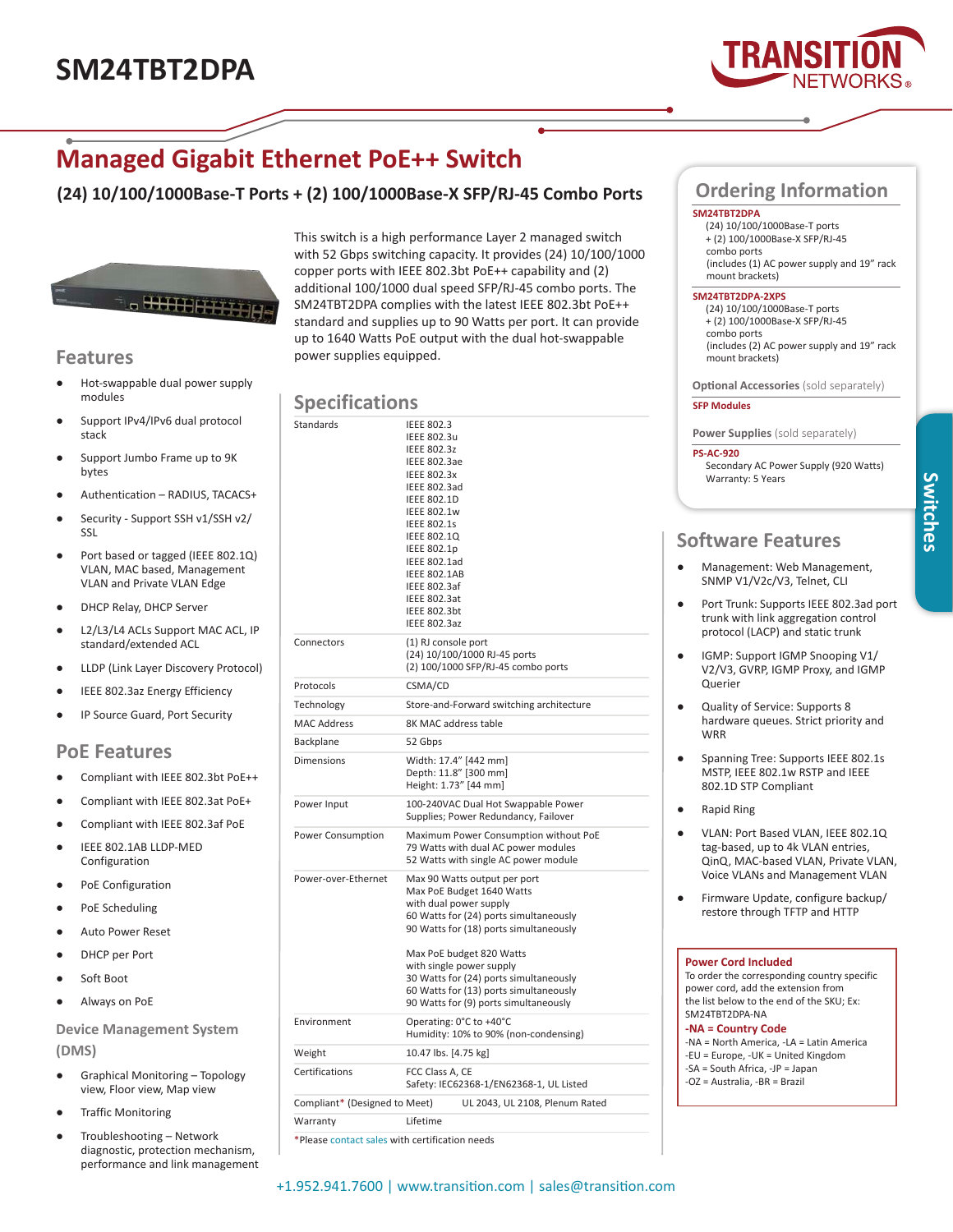# SM24TBT2DPA

## Managed Gigabit Ethernet PoE++ Switch

### (24) 10/100/1000Base-T Ports + (2) 100/1000Base-X SFP/RJ-45 Combo Ports

This switch is a high performance Layer 2 managed switch with 52 Gbps switching capacity. It provides (24) 10/100/1000 copper ports with IEEE 802.3bt PoE++ capability and (2) additional 100/1000 dual speed SFP/RJ-45 combo ports. The SM24TBT2DPA complies with the latest IEEE 802.3bt PoE++ standard and supplies up to 90 Watts per port. It can provide up to 1640 Watts PoE output with the dual hot-swappable power supplies equipped.

## Features

- Hot-swappable dual power supply modules
- Support IPv4/IPv6 dual protocol stack
- Support Jumbo Frame up to 9K bytes
- Authentication – RADIUS, TACACS+
- Security - Support SSH v1/SSH v2/ SSL
- Port based or tagged (IEEE 802.1Q) VLAN, MAC based, Management VLAN and Private VLAN Edge
- DHCP Relay, DHCP Server
- L2/L3/L4 ACLs Support MAC ACL, IP standard/extended ACL
- LLDP (Link Layer Discovery Protocol)
- IEEE 802.3az Energy Efficiency
- IP Source Guard, Port Security

## PoE Features

- Compliant with IEEE 802.3bt PoE++
- Compliant with IEEE 802.3at PoE+
- Compliant with IEEE 802.3af PoE
- IEEE 802.1AB LLDP-MED Configuration
- PoE Configuration
- PoE Scheduling
- Auto Power Reset
- DHCP per Port
- Soft Boot
- Always on PoE

### Device Management System (DMS)

- Graphical Monitoring – Topology view, Floor view, Map view
- Traffic Monitoring
- Troubleshooting – Network diagnostic, protection mechanism, performance and link management

## Specifications

| | |
|---|---|
| Standards | IEEE 802.3<br>IEEE 802.3u<br>IEEE 802.3z<br>IEEE 802.3ae<br>IEEE 802.3x<br>IEEE 802.3ad<br>IEEE 802.1D<br>IEEE 802.1w<br>IEEE 802.1s<br>IEEE 802.1Q<br>IEEE 802.1p<br>IEEE 802.1ad<br>IEEE 802.1AB<br>IEEE 802.3af<br>IEEE 802.3at<br>IEEE 802.3bt<br>IEEE 802.3az |
| Connectors | (1) RJ console port<br>(24) 10/100/1000 RJ-45 ports<br>(2) 100/1000 SFP/RJ-45 combo ports |
| Protocols | CSMA/CD |
| Technology | Store-and-Forward switching architecture |
| MAC Address | 8K MAC address table |
| Backplane | 52 Gbps |
| Dimensions | Width: 17.4" [442 mm]<br>Depth: 11.8" [300 mm]<br>Height: 1.73" [44 mm] |
| Power Input | 100-240VAC Dual Hot Swappable Power Supplies; Power Redundancy, Failover |
| Power Consumption | Maximum Power Consumption without PoE<br>79 Watts with dual AC power modules<br>52 Watts with single AC power module |
| Power-over-Ethernet | Max 90 Watts output per port<br>Max PoE Budget 1640 Watts with dual power supply<br>60 Watts for (24) ports simultaneously<br>90 Watts for (18) ports simultaneously<br><br>Max PoE budget 820 Watts with single power supply<br>30 Watts for (24) ports simultaneously<br>60 Watts for (13) ports simultaneously<br>90 Watts for (9) ports simultaneously |
| Environment | Operating: 0°C to +40°C<br>Humidity: 10% to 90% (non-condensing) |
| Weight | 10.47 lbs. [4.75 kg] |
| Certifications | FCC Class A, CE<br>Safety: IEC62368-1/EN62368-1, UL Listed |
| Compliant* (Designed to Meet) | UL 2043, UL 2108, Plenum Rated |
| Warranty | Lifetime |

*Please contact sales with certification needs

## Ordering Information

**SM24TBT2DPA**
(24) 10/100/1000Base-T ports + (2) 100/1000Base-X SFP/RJ-45 combo ports (includes (1) AC power supply and 19" rack mount brackets)

**SM24TBT2DPA-2XPS**
(24) 10/100/1000Base-T ports + (2) 100/1000Base-X SFP/RJ-45 combo ports (includes (2) AC power supply and 19" rack mount brackets)

**Optional Accessories** (sold separately)

**SFP Modules**

**Power Supplies** (sold separately)

**PS-AC-920**
Secondary AC Power Supply (920 Watts)
Warranty: 5 Years

## Software Features

- Management: Web Management, SNMP V1/V2c/V3, Telnet, CLI
- Port Trunk: Supports IEEE 802.3ad port trunk with link aggregation control protocol (LACP) and static trunk
- IGMP: Support IGMP Snooping V1/ V2/V3, GVRP, IGMP Proxy, and IGMP Querier
- Quality of Service: Supports 8 hardware queues. Strict priority and WRR
- Spanning Tree: Supports IEEE 802.1s MSTP, IEEE 802.1w RSTP and IEEE 802.1D STP Compliant
- Rapid Ring
- VLAN: Port Based VLAN, IEEE 802.1Q tag-based, up to 4k VLAN entries, QinQ, MAC-based VLAN, Private VLAN, Voice VLANs and Management VLAN
- Firmware Update, configure backup/ restore through TFTP and HTTP

**Power Cord Included**

To order the corresponding country specific power cord, add the extension from the list below to the end of the SKU; Ex: SM24TBT2DPA-NA

**-NA = Country Code**

-NA = North America, -LA = Latin America
-EU = Europe, -UK = United Kingdom
-SA = South Africa, -JP = Japan
-OZ = Australia, -BR = Brazil

+1.952.941.7600 | www.transition.com | sales@transition.com